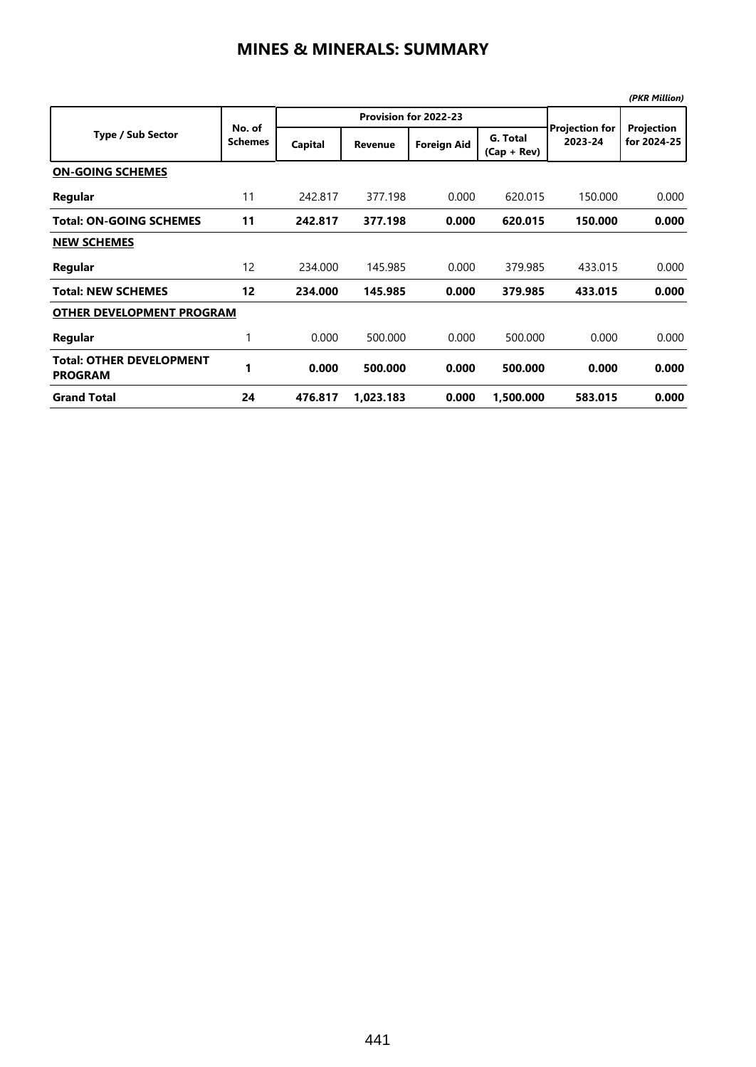# MINES & MINERALS: SUMMARY

*(PKR Million)*

| Type / Sub Sector | No. of Schemes | Provision for 2022-23 | | | | Projection for 2023-24 | Projection for 2024-25 |
|---|---|---|---|---|---|---|---|
| | | Capital | Revenue | Foreign Aid | G. Total (Cap + Rev) | | |
| **ON-GOING SCHEMES** | | | | | | | |
| **Regular** | 11 | 242.817 | 377.198 | 0.000 | 620.015 | 150.000 | 0.000 |
| **Total: ON-GOING SCHEMES** | **11** | **242.817** | **377.198** | **0.000** | **620.015** | **150.000** | **0.000** |
| **NEW SCHEMES** | | | | | | | |
| **Regular** | 12 | 234.000 | 145.985 | 0.000 | 379.985 | 433.015 | 0.000 |
| **Total: NEW SCHEMES** | **12** | **234.000** | **145.985** | **0.000** | **379.985** | **433.015** | **0.000** |
| **OTHER DEVELOPMENT PROGRAM** | | | | | | | |
| **Regular** | 1 | 0.000 | 500.000 | 0.000 | 500.000 | 0.000 | 0.000 |
| **Total: OTHER DEVELOPMENT PROGRAM** | **1** | **0.000** | **500.000** | **0.000** | **500.000** | **0.000** | **0.000** |
| **Grand Total** | **24** | **476.817** | **1,023.183** | **0.000** | **1,500.000** | **583.015** | **0.000** |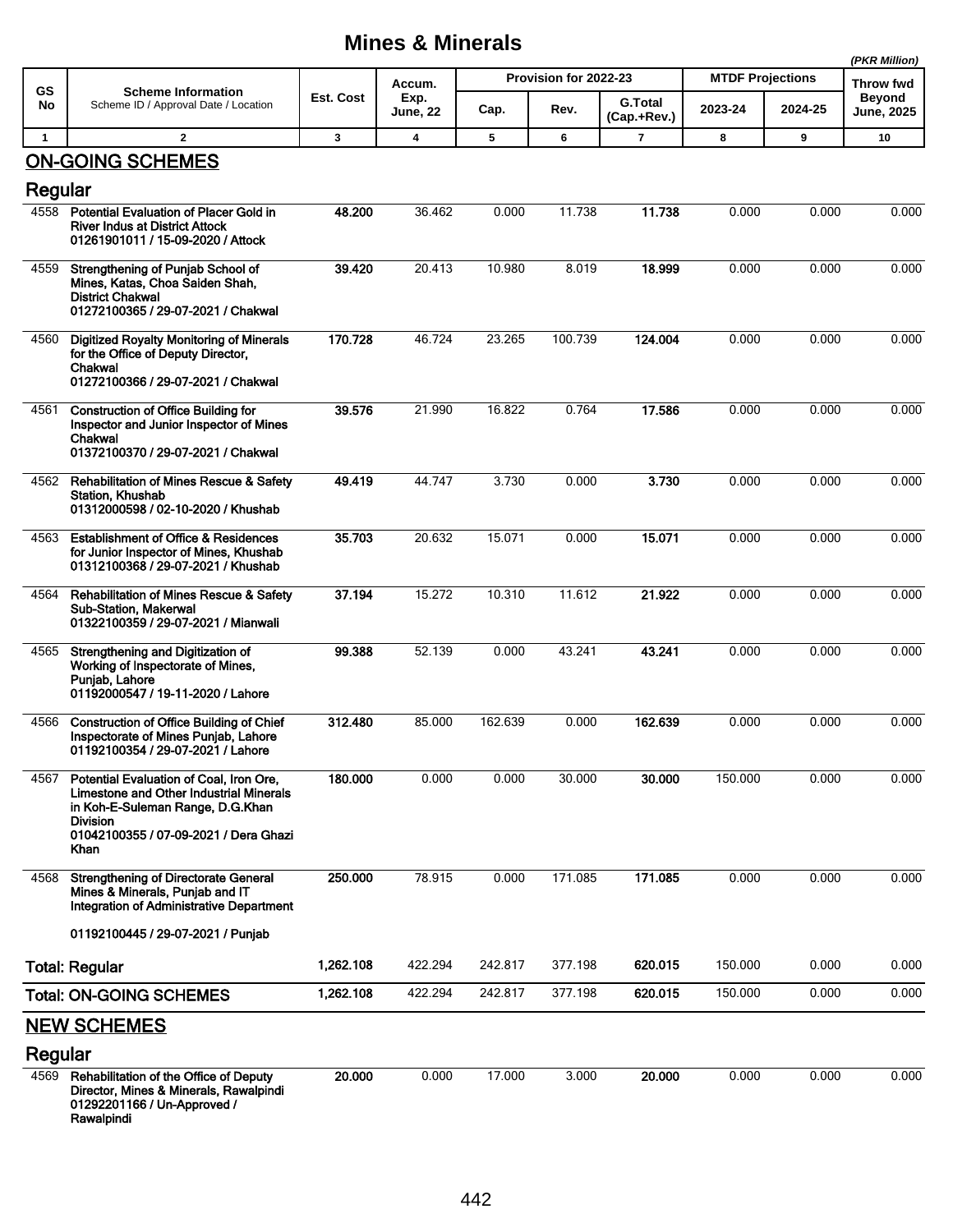# Mines & Minerals

*(PKR Million)*

| GS No | Scheme Information<br>Scheme ID / Approval Date / Location | Est. Cost | Accum. Exp. June, 22 | Provision for 2022-23 | | | MTDF Projections | | Throw fwd Beyond June, 2025 |
|---|---|---|---|---|---|---|---|---|---|
| | | | | Cap. | Rev. | G.Total (Cap.+Rev.) | 2023-24 | 2024-25 | |
| 1 | 2 | 3 | 4 | 5 | 6 | 7 | 8 | 9 | 10 |
| | **ON-GOING SCHEMES** | | | | | | | | |
| | **Regular** | | | | | | | | |
| 4558 | **Potential Evaluation of Placer Gold in River Indus at District Attock**<br>**01261901011 / 15-09-2020 / Attock** | **48.200** | 36.462 | 0.000 | 11.738 | **11.738** | 0.000 | 0.000 | 0.000 |
| 4559 | **Strengthening of Punjab School of Mines, Katas, Choa Saiden Shah, District Chakwal**<br>**01272100365 / 29-07-2021 / Chakwal** | **39.420** | 20.413 | 10.980 | 8.019 | **18.999** | 0.000 | 0.000 | 0.000 |
| 4560 | **Digitized Royalty Monitoring of Minerals for the Office of Deputy Director, Chakwal**<br>**01272100366 / 29-07-2021 / Chakwal** | **170.728** | 46.724 | 23.265 | 100.739 | **124.004** | 0.000 | 0.000 | 0.000 |
| 4561 | **Construction of Office Building for Inspector and Junior Inspector of Mines Chakwal**<br>**01372100370 / 29-07-2021 / Chakwal** | **39.576** | 21.990 | 16.822 | 0.764 | **17.586** | 0.000 | 0.000 | 0.000 |
| 4562 | **Rehabilitation of Mines Rescue & Safety Station, Khushab**<br>**01312000598 / 02-10-2020 / Khushab** | **49.419** | 44.747 | 3.730 | 0.000 | **3.730** | 0.000 | 0.000 | 0.000 |
| 4563 | **Establishment of Office & Residences for Junior Inspector of Mines, Khushab**<br>**01312100368 / 29-07-2021 / Khushab** | **35.703** | 20.632 | 15.071 | 0.000 | **15.071** | 0.000 | 0.000 | 0.000 |
| 4564 | **Rehabilitation of Mines Rescue & Safety Sub-Station, Makerwal**<br>**01322100359 / 29-07-2021 / Mianwali** | **37.194** | 15.272 | 10.310 | 11.612 | **21.922** | 0.000 | 0.000 | 0.000 |
| 4565 | **Strengthening and Digitization of Working of Inspectorate of Mines, Punjab, Lahore**<br>**01192000547 / 19-11-2020 / Lahore** | **99.388** | 52.139 | 0.000 | 43.241 | **43.241** | 0.000 | 0.000 | 0.000 |
| 4566 | **Construction of Office Building of Chief Inspectorate of Mines Punjab, Lahore**<br>**01192100354 / 29-07-2021 / Lahore** | **312.480** | 85.000 | 162.639 | 0.000 | **162.639** | 0.000 | 0.000 | 0.000 |
| 4567 | **Potential Evaluation of Coal, Iron Ore, Limestone and Other Industrial Minerals in Koh-E-Suleman Range, D.G.Khan Division**<br>**01042100355 / 07-09-2021 / Dera Ghazi Khan** | **180.000** | 0.000 | 0.000 | 30.000 | **30.000** | 150.000 | 0.000 | 0.000 |
| 4568 | **Strengthening of Directorate General Mines & Minerals, Punjab and IT Integration of Administrative Department**<br>**01192100445 / 29-07-2021 / Punjab** | **250.000** | 78.915 | 0.000 | 171.085 | **171.085** | 0.000 | 0.000 | 0.000 |
| | **Total: Regular** | **1,262.108** | 422.294 | 242.817 | 377.198 | **620.015** | 150.000 | 0.000 | 0.000 |
| | **Total: ON-GOING SCHEMES** | **1,262.108** | 422.294 | 242.817 | 377.198 | **620.015** | 150.000 | 0.000 | 0.000 |
| | **NEW SCHEMES** | | | | | | | | |
| | **Regular** | | | | | | | | |
| 4569 | **Rehabilitation of the Office of Deputy Director, Mines & Minerals, Rawalpindi**<br>**01292201166 / Un-Approved / Rawalpindi** | **20.000** | 0.000 | 17.000 | 3.000 | **20.000** | 0.000 | 0.000 | 0.000 |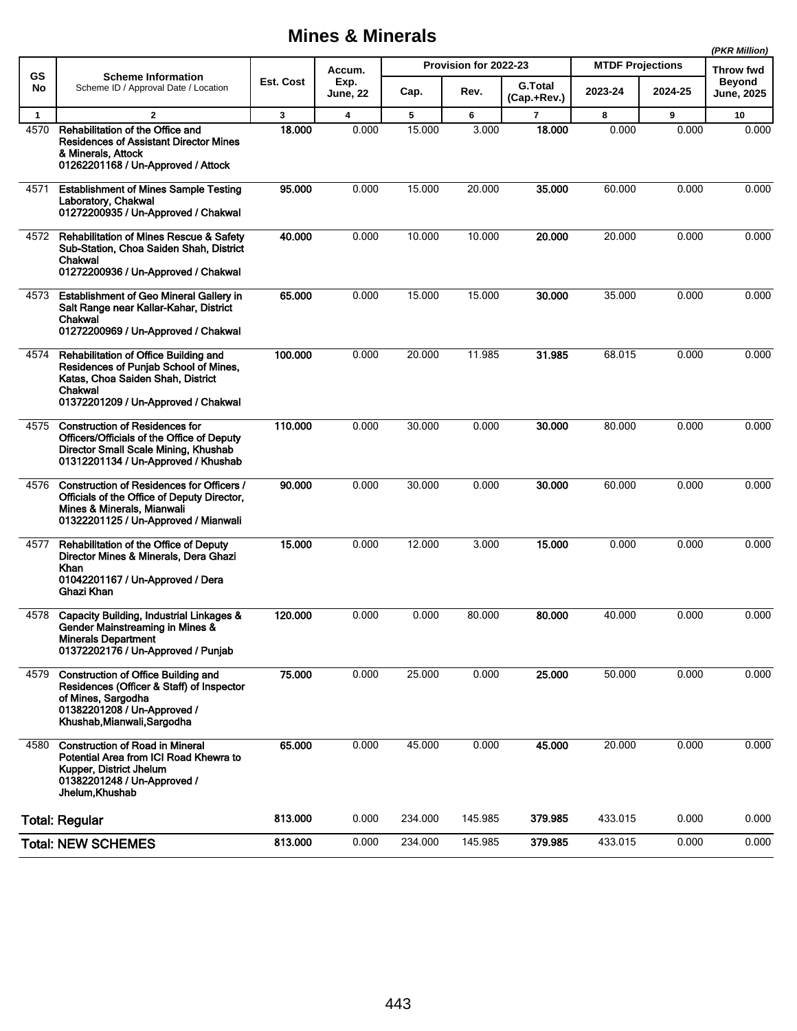# Mines & Minerals

(PKR Million)

| GS No | Scheme Information<br>Scheme ID / Approval Date / Location | Est. Cost | Accum. Exp. June, 22 | Provision for 2022-23 | | | MTDF Projections | | Throw fwd Beyond June, 2025 |
|---|---|---|---|---|---|---|---|---|---|
| | | | | Cap. | Rev. | G.Total (Cap.+Rev.) | 2023-24 | 2024-25 | |
| 1 | 2 | 3 | 4 | 5 | 6 | 7 | 8 | 9 | 10 |
| 4570 | **Rehabilitation of the Office and Residences of Assistant Director Mines & Minerals, Attock**<br>**01262201168 / Un-Approved / Attock** | **18.000** | 0.000 | 15.000 | 3.000 | **18.000** | 0.000 | 0.000 | 0.000 |
| 4571 | **Establishment of Mines Sample Testing Laboratory, Chakwal**<br>**01272200935 / Un-Approved / Chakwal** | **95.000** | 0.000 | 15.000 | 20.000 | **35.000** | 60.000 | 0.000 | 0.000 |
| 4572 | **Rehabilitation of Mines Rescue & Safety Sub-Station, Choa Saiden Shah, District Chakwal**<br>**01272200936 / Un-Approved / Chakwal** | **40.000** | 0.000 | 10.000 | 10.000 | **20.000** | 20.000 | 0.000 | 0.000 |
| 4573 | **Establishment of Geo Mineral Gallery in Salt Range near Kallar-Kahar, District Chakwal**<br>**01272200969 / Un-Approved / Chakwal** | **65.000** | 0.000 | 15.000 | 15.000 | **30.000** | 35.000 | 0.000 | 0.000 |
| 4574 | **Rehabilitation of Office Building and Residences of Punjab School of Mines, Katas, Choa Saiden Shah, District Chakwal**<br>**01372201209 / Un-Approved / Chakwal** | **100.000** | 0.000 | 20.000 | 11.985 | **31.985** | 68.015 | 0.000 | 0.000 |
| 4575 | **Construction of Residences for Officers/Officials of the Office of Deputy Director Small Scale Mining, Khushab**<br>**01312201134 / Un-Approved / Khushab** | **110.000** | 0.000 | 30.000 | 0.000 | **30.000** | 80.000 | 0.000 | 0.000 |
| 4576 | **Construction of Residences for Officers / Officials of the Office of Deputy Director, Mines & Minerals, Mianwali**<br>**01322201125 / Un-Approved / Mianwali** | **90.000** | 0.000 | 30.000 | 0.000 | **30.000** | 60.000 | 0.000 | 0.000 |
| 4577 | **Rehabilitation of the Office of Deputy Director Mines & Minerals, Dera Ghazi Khan**<br>**01042201167 / Un-Approved / Dera Ghazi Khan** | **15.000** | 0.000 | 12.000 | 3.000 | **15.000** | 0.000 | 0.000 | 0.000 |
| 4578 | **Capacity Building, Industrial Linkages & Gender Mainstreaming in Mines & Minerals Department**<br>**01372202176 / Un-Approved / Punjab** | **120.000** | 0.000 | 0.000 | 80.000 | **80.000** | 40.000 | 0.000 | 0.000 |
| 4579 | **Construction of Office Building and Residences (Officer & Staff) of Inspector of Mines, Sargodha**<br>**01382201208 / Un-Approved / Khushab,Mianwali,Sargodha** | **75.000** | 0.000 | 25.000 | 0.000 | **25.000** | 50.000 | 0.000 | 0.000 |
| 4580 | **Construction of Road in Mineral Potential Area from ICI Road Khewra to Kupper, District Jhelum**<br>**01382201248 / Un-Approved / Jhelum,Khushab** | **65.000** | 0.000 | 45.000 | 0.000 | **45.000** | 20.000 | 0.000 | 0.000 |
| | **Total: Regular** | **813.000** | 0.000 | 234.000 | 145.985 | **379.985** | 433.015 | 0.000 | 0.000 |
| | **Total: NEW SCHEMES** | **813.000** | 0.000 | 234.000 | 145.985 | **379.985** | 433.015 | 0.000 | 0.000 |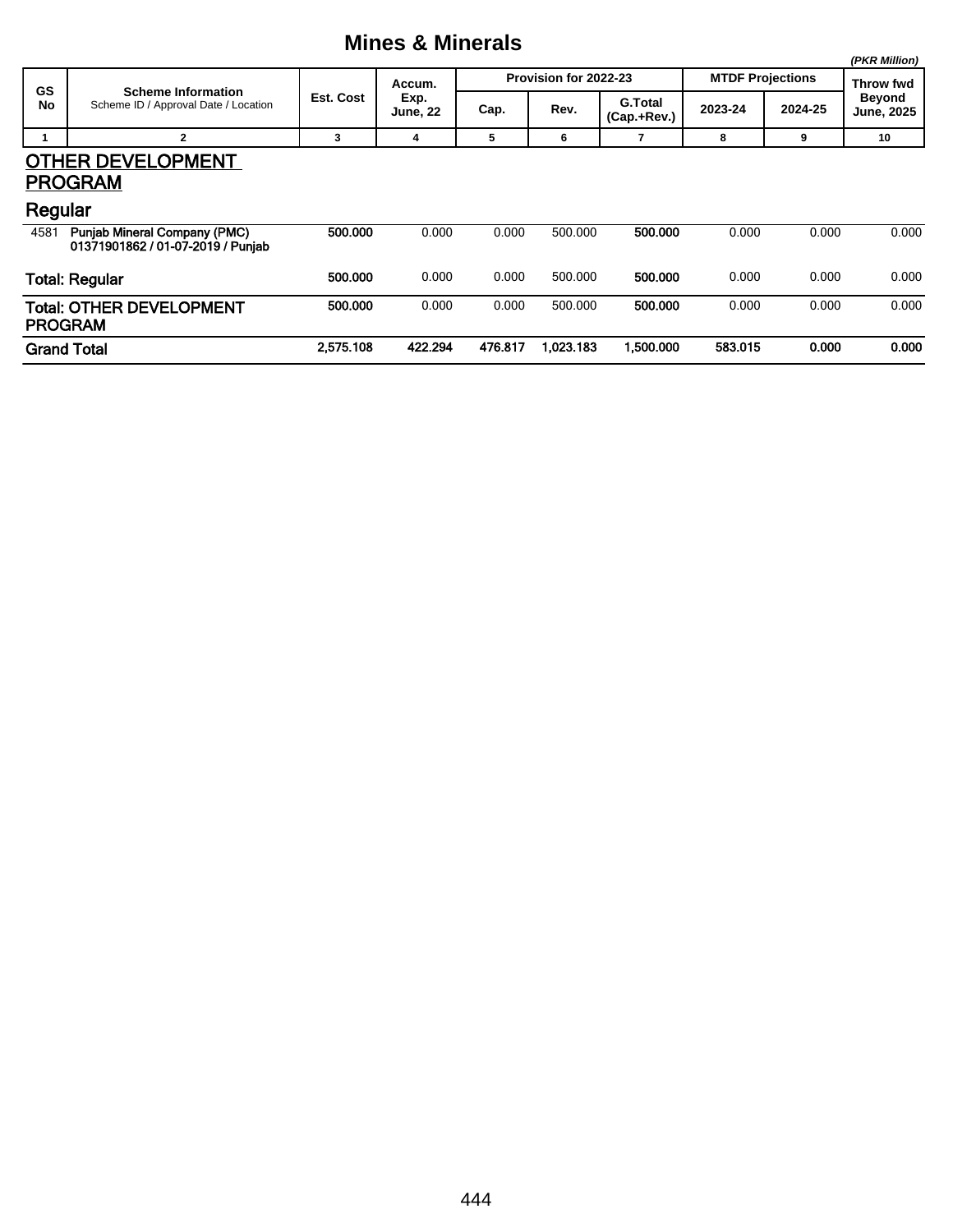# Mines & Minerals

*(PKR Million)*

| GS No | Scheme Information<br>Scheme ID / Approval Date / Location | Est. Cost | Accum. Exp. June, 22 | Provision for 2022-23 | | | MTDF Projections | | Throw fwd Beyond June, 2025 |
|---|---|---|---|---|---|---|---|---|---|
| | | | | Cap. | Rev. | G.Total (Cap.+Rev.) | 2023-24 | 2024-25 | |
| 1 | 2 | 3 | 4 | 5 | 6 | 7 | 8 | 9 | 10 |
| **OTHER DEVELOPMENT PROGRAM** | | | | | | | | | |
| **Regular** | | | | | | | | | |
| 4581 | **Punjab Mineral Company (PMC)**<br>**01371901862 / 01-07-2019 / Punjab** | **500.000** | 0.000 | 0.000 | 500.000 | **500.000** | 0.000 | 0.000 | 0.000 |
| **Total: Regular** | | **500.000** | 0.000 | 0.000 | 500.000 | **500.000** | 0.000 | 0.000 | 0.000 |
| **Total: OTHER DEVELOPMENT PROGRAM** | | **500.000** | 0.000 | 0.000 | 500.000 | **500.000** | 0.000 | 0.000 | 0.000 |
| **Grand Total** | | **2,575.108** | **422.294** | **476.817** | **1,023.183** | **1,500.000** | **583.015** | **0.000** | **0.000** |